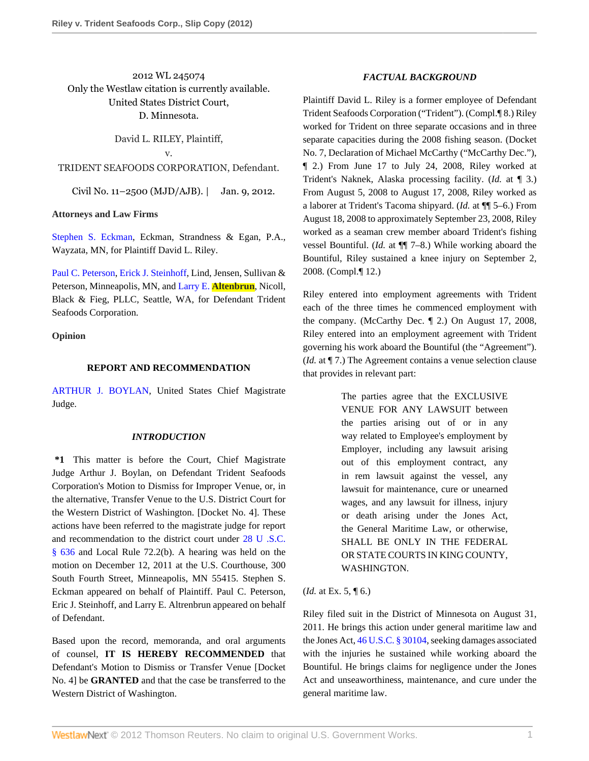2012 WL 245074
Only the Westlaw citation is currently available.
United States District Court,
D. Minnesota.

David L. RILEY, Plaintiff,
v.
TRIDENT SEAFOODS CORPORATION, Defendant.

Civil No. 11–2500 (MJD/AJB). | Jan. 9, 2012.

**Attorneys and Law Firms**

Stephen S. Eckman, Eckman, Strandness & Egan, P.A., Wayzata, MN, for Plaintiff David L. Riley.

Paul C. Peterson, Erick J. Steinhoff, Lind, Jensen, Sullivan & Peterson, Minneapolis, MN, and Larry E. Altenbrun, Nicoll, Black & Fieg, PLLC, Seattle, WA, for Defendant Trident Seafoods Corporation.

**Opinion**

**REPORT AND RECOMMENDATION**

ARTHUR J. BOYLAN, United States Chief Magistrate Judge.

***INTRODUCTION***

**\*1** This matter is before the Court, Chief Magistrate Judge Arthur J. Boylan, on Defendant Trident Seafoods Corporation's Motion to Dismiss for Improper Venue, or, in the alternative, Transfer Venue to the U.S. District Court for the Western District of Washington. [Docket No. 4]. These actions have been referred to the magistrate judge for report and recommendation to the district court under 28 U .S.C. § 636 and Local Rule 72.2(b). A hearing was held on the motion on December 12, 2011 at the U.S. Courthouse, 300 South Fourth Street, Minneapolis, MN 55415. Stephen S. Eckman appeared on behalf of Plaintiff. Paul C. Peterson, Eric J. Steinhoff, and Larry E. Altrenbrun appeared on behalf of Defendant.

Based upon the record, memoranda, and oral arguments of counsel, **IT IS HEREBY RECOMMENDED** that Defendant's Motion to Dismiss or Transfer Venue [Docket No. 4] be **GRANTED** and that the case be transferred to the Western District of Washington.

***FACTUAL BACKGROUND***

Plaintiff David L. Riley is a former employee of Defendant Trident Seafoods Corporation ("Trident"). (Compl.¶ 8.) Riley worked for Trident on three separate occasions and in three separate capacities during the 2008 fishing season. (Docket No. 7, Declaration of Michael McCarthy ("McCarthy Dec."), ¶ 2.) From June 17 to July 24, 2008, Riley worked at Trident's Naknek, Alaska processing facility. (*Id.* at ¶ 3.) From August 5, 2008 to August 17, 2008, Riley worked as a laborer at Trident's Tacoma shipyard. (*Id.* at ¶¶ 5–6.) From August 18, 2008 to approximately September 23, 2008, Riley worked as a seaman crew member aboard Trident's fishing vessel Bountiful. (*Id.* at ¶¶ 7–8.) While working aboard the Bountiful, Riley sustained a knee injury on September 2, 2008. (Compl.¶ 12.)

Riley entered into employment agreements with Trident each of the three times he commenced employment with the company. (McCarthy Dec. ¶ 2.) On August 17, 2008, Riley entered into an employment agreement with Trident governing his work aboard the Bountiful (the "Agreement"). (*Id.* at ¶ 7.) The Agreement contains a venue selection clause that provides in relevant part:

> The parties agree that the EXCLUSIVE VENUE FOR ANY LAWSUIT between the parties arising out of or in any way related to Employee's employment by Employer, including any lawsuit arising out of this employment contract, any in rem lawsuit against the vessel, any lawsuit for maintenance, cure or unearned wages, and any lawsuit for illness, injury or death arising under the Jones Act, the General Maritime Law, or otherwise, SHALL BE ONLY IN THE FEDERAL OR STATE COURTS IN KING COUNTY, WASHINGTON.

(*Id.* at Ex. 5, ¶ 6.)

Riley filed suit in the District of Minnesota on August 31, 2011. He brings this action under general maritime law and the Jones Act, 46 U.S.C. § 30104, seeking damages associated with the injuries he sustained while working aboard the Bountiful. He brings claims for negligence under the Jones Act and unseaworthiness, maintenance, and cure under the general maritime law.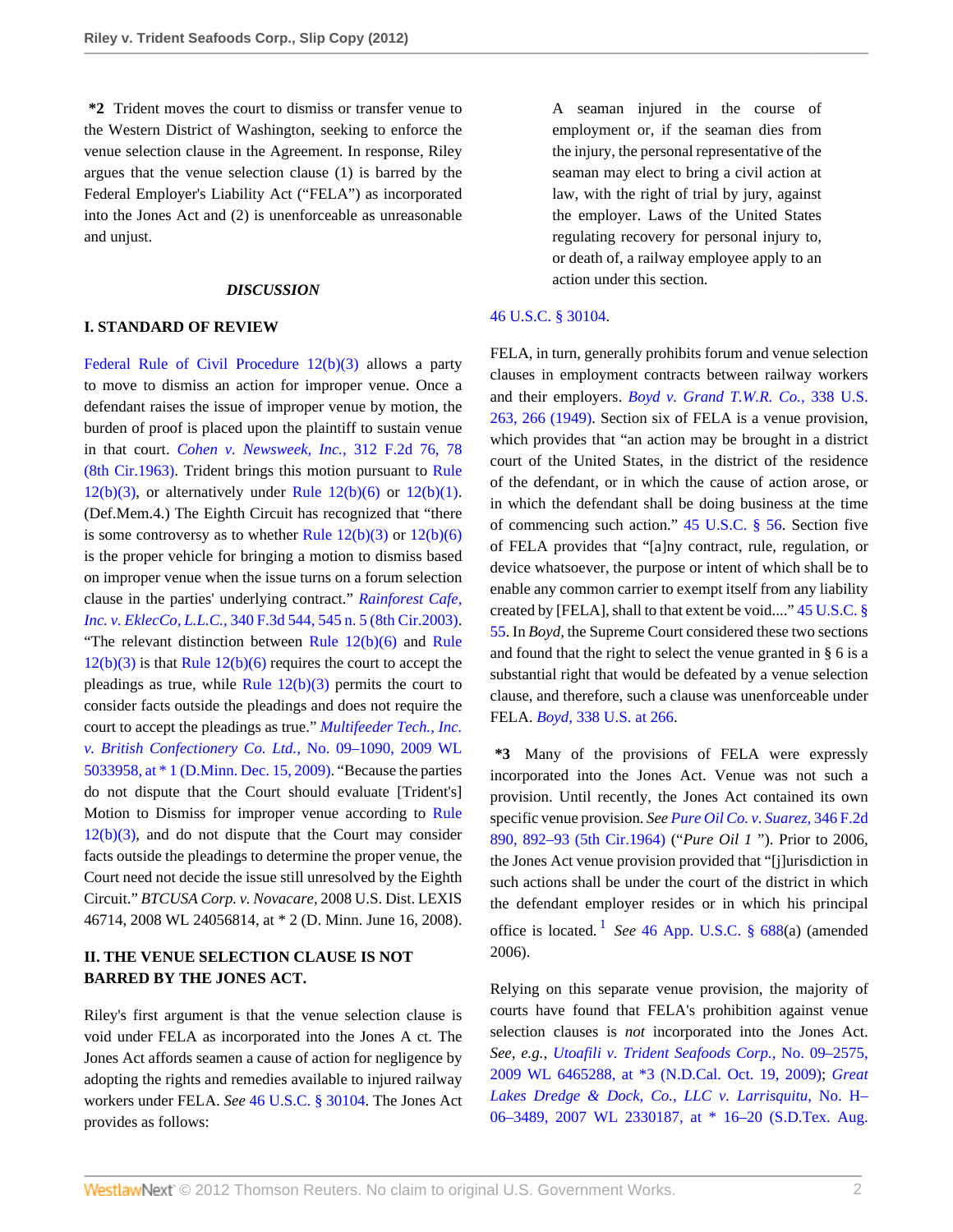**\*2** Trident moves the court to dismiss or transfer venue to the Western District of Washington, seeking to enforce the venue selection clause in the Agreement. In response, Riley argues that the venue selection clause (1) is barred by the Federal Employer's Liability Act ("FELA") as incorporated into the Jones Act and (2) is unenforceable as unreasonable and unjust.

## *DISCUSSION*

### I. STANDARD OF REVIEW

Federal Rule of Civil Procedure 12(b)(3) allows a party to move to dismiss an action for improper venue. Once a defendant raises the issue of improper venue by motion, the burden of proof is placed upon the plaintiff to sustain venue in that court. *Cohen v. Newsweek, Inc.,* 312 F.2d 76, 78 (8th Cir.1963). Trident brings this motion pursuant to Rule 12(b)(3), or alternatively under Rule 12(b)(6) or 12(b)(1). (Def.Mem.4.) The Eighth Circuit has recognized that "there is some controversy as to whether Rule 12(b)(3) or 12(b)(6) is the proper vehicle for bringing a motion to dismiss based on improper venue when the issue turns on a forum selection clause in the parties' underlying contract." *Rainforest Cafe, Inc. v. EklecCo, L.L.C.,* 340 F.3d 544, 545 n. 5 (8th Cir.2003). "The relevant distinction between Rule 12(b)(6) and Rule 12(b)(3) is that Rule 12(b)(6) requires the court to accept the pleadings as true, while Rule 12(b)(3) permits the court to consider facts outside the pleadings and does not require the court to accept the pleadings as true." *Multifeeder Tech., Inc. v. British Confectionery Co. Ltd.,* No. 09–1090, 2009 WL 5033958, at * 1 (D.Minn. Dec. 15, 2009). "Because the parties do not dispute that the Court should evaluate [Trident's] Motion to Dismiss for improper venue according to Rule 12(b)(3), and do not dispute that the Court may consider facts outside the pleadings to determine the proper venue, the Court need not decide the issue still unresolved by the Eighth Circuit." *BTCUSA Corp. v. Novacare,* 2008 U.S. Dist. LEXIS 46714, 2008 WL 24056814, at * 2 (D. Minn. June 16, 2008).

### II. THE VENUE SELECTION CLAUSE IS NOT BARRED BY THE JONES ACT.

Riley's first argument is that the venue selection clause is void under FELA as incorporated into the Jones A ct. The Jones Act affords seamen a cause of action for negligence by adopting the rights and remedies available to injured railway workers under FELA. *See* 46 U.S.C. § 30104. The Jones Act provides as follows:

> A seaman injured in the course of employment or, if the seaman dies from the injury, the personal representative of the seaman may elect to bring a civil action at law, with the right of trial by jury, against the employer. Laws of the United States regulating recovery for personal injury to, or death of, a railway employee apply to an action under this section.

46 U.S.C. § 30104.

FELA, in turn, generally prohibits forum and venue selection clauses in employment contracts between railway workers and their employers. *Boyd v. Grand T.W.R. Co.,* 338 U.S. 263, 266 (1949). Section six of FELA is a venue provision, which provides that "an action may be brought in a district court of the United States, in the district of the residence of the defendant, or in which the cause of action arose, or in which the defendant shall be doing business at the time of commencing such action." 45 U.S.C. § 56. Section five of FELA provides that "[a]ny contract, rule, regulation, or device whatsoever, the purpose or intent of which shall be to enable any common carrier to exempt itself from any liability created by [FELA], shall to that extent be void...." 45 U.S.C. § 55. In *Boyd,* the Supreme Court considered these two sections and found that the right to select the venue granted in § 6 is a substantial right that would be defeated by a venue selection clause, and therefore, such a clause was unenforceable under FELA. *Boyd,* 338 U.S. at 266.

**\*3** Many of the provisions of FELA were expressly incorporated into the Jones Act. Venue was not such a provision. Until recently, the Jones Act contained its own specific venue provision. *See Pure Oil Co. v. Suarez,* 346 F.2d 890, 892–93 (5th Cir.1964) ("*Pure Oil 1* "). Prior to 2006, the Jones Act venue provision provided that "[j]urisdiction in such actions shall be under the court of the district in which the defendant employer resides or in which his principal office is located.[1] *See* 46 App. U.S.C. § 688(a) (amended 2006).

Relying on this separate venue provision, the majority of courts have found that FELA's prohibition against venue selection clauses is *not* incorporated into the Jones Act. *See, e.g., Utoafili v. Trident Seafoods Corp.,* No. 09–2575, 2009 WL 6465288, at \*3 (N.D.Cal. Oct. 19, 2009); *Great Lakes Dredge & Dock, Co., LLC v. Larrisquitu,* No. H–06–3489, 2007 WL 2330187, at \* 16–20 (S.D.Tex. Aug.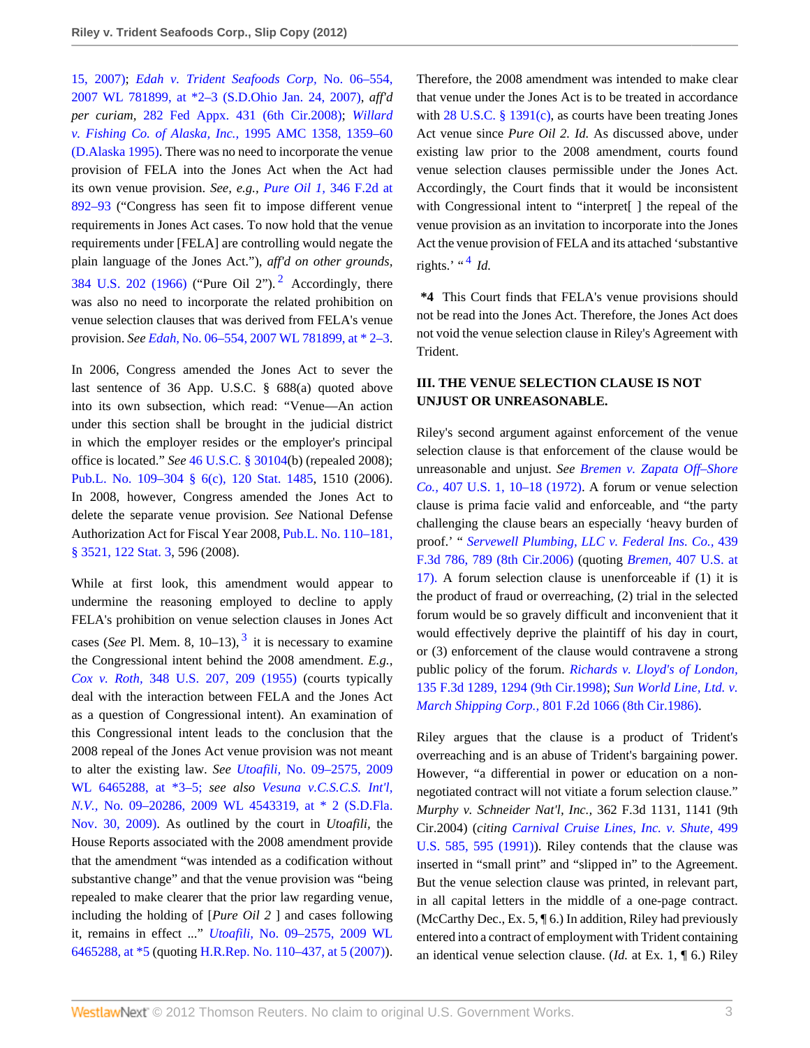15, 2007); *Edah v. Trident Seafoods Corp,* No. 06–554, 2007 WL 781899, at *2–3 (S.D.Ohio Jan. 24, 2007), *aff'd per curiam,* 282 Fed Appx. 431 (6th Cir.2008); *Willard v. Fishing Co. of Alaska, Inc.,* 1995 AMC 1358, 1359–60 (D.Alaska 1995). There was no need to incorporate the venue provision of FELA into the Jones Act when the Act had its own venue provision. *See, e.g., Pure Oil 1,* 346 F.2d at 892–93 ("Congress has seen fit to impose different venue requirements in Jones Act cases. To now hold that the venue requirements under [FELA] are controlling would negate the plain language of the Jones Act."), *aff'd on other grounds,* 384 U.S. 202 (1966) ("Pure Oil 2").[2] Accordingly, there was also no need to incorporate the related prohibition on venue selection clauses that was derived from FELA's venue provision. *See Edah,* No. 06–554, 2007 WL 781899, at * 2–3.

In 2006, Congress amended the Jones Act to sever the last sentence of 36 App. U.S.C. § 688(a) quoted above into its own subsection, which read: "Venue—An action under this section shall be brought in the judicial district in which the employer resides or the employer's principal office is located." *See* 46 U.S.C. § 30104(b) (repealed 2008); Pub.L. No. 109–304 § 6(c), 120 Stat. 1485, 1510 (2006). In 2008, however, Congress amended the Jones Act to delete the separate venue provision. *See* National Defense Authorization Act for Fiscal Year 2008, Pub.L. No. 110–181, § 3521, 122 Stat. 3, 596 (2008).

While at first look, this amendment would appear to undermine the reasoning employed to decline to apply FELA's prohibition on venue selection clauses in Jones Act cases (*See* Pl. Mem. 8, 10–13),[3] it is necessary to examine the Congressional intent behind the 2008 amendment. *E.g., Cox v. Roth,* 348 U.S. 207, 209 (1955) (courts typically deal with the interaction between FELA and the Jones Act as a question of Congressional intent). An examination of this Congressional intent leads to the conclusion that the 2008 repeal of the Jones Act venue provision was not meant to alter the existing law. *See Utoafili,* No. 09–2575, 2009 WL 6465288, at *3–5; *see also Vesuna v.C.S.C.S. Int'l, N.V.,* No. 09–20286, 2009 WL 4543319, at * 2 (S.D.Fla. Nov. 30, 2009). As outlined by the court in *Utoafili,* the House Reports associated with the 2008 amendment provide that the amendment "was intended as a codification without substantive change" and that the venue provision was "being repealed to make clearer that the prior law regarding venue, including the holding of [*Pure Oil 2* ] and cases following it, remains in effect ..." *Utoafili,* No. 09–2575, 2009 WL 6465288, at *5 (quoting H.R.Rep. No. 110–437, at 5 (2007)). Therefore, the 2008 amendment was intended to make clear that venue under the Jones Act is to be treated in accordance with 28 U.S.C. § 1391(c), as courts have been treating Jones Act venue since *Pure Oil 2. Id.* As discussed above, under existing law prior to the 2008 amendment, courts found venue selection clauses permissible under the Jones Act. Accordingly, the Court finds that it would be inconsistent with Congressional intent to "interpret[ ] the repeal of the venue provision as an invitation to incorporate into the Jones Act the venue provision of FELA and its attached 'substantive rights.' "[4] *Id.*

**\*4** This Court finds that FELA's venue provisions should not be read into the Jones Act. Therefore, the Jones Act does not void the venue selection clause in Riley's Agreement with Trident.

### III. THE VENUE SELECTION CLAUSE IS NOT UNJUST OR UNREASONABLE.

Riley's second argument against enforcement of the venue selection clause is that enforcement of the clause would be unreasonable and unjust. *See Bremen v. Zapata Off–Shore Co.,* 407 U.S. 1, 10–18 (1972). A forum or venue selection clause is prima facie valid and enforceable, and "the party challenging the clause bears an especially 'heavy burden of proof.' " *Servewell Plumbing, LLC v. Federal Ins. Co.,* 439 F.3d 786, 789 (8th Cir.2006) (quoting *Bremen,* 407 U.S. at 17). A forum selection clause is unenforceable if (1) it is the product of fraud or overreaching, (2) trial in the selected forum would be so gravely difficult and inconvenient that it would effectively deprive the plaintiff of his day in court, or (3) enforcement of the clause would contravene a strong public policy of the forum. *Richards v. Lloyd's of London,* 135 F.3d 1289, 1294 (9th Cir.1998); *Sun World Line, Ltd. v. March Shipping Corp.,* 801 F.2d 1066 (8th Cir.1986).

Riley argues that the clause is a product of Trident's overreaching and is an abuse of Trident's bargaining power. However, "a differential in power or education on a non-negotiated contract will not vitiate a forum selection clause." *Murphy v. Schneider Nat'l, Inc.,* 362 F.3d 1131, 1141 (9th Cir.2004) (*citing Carnival Cruise Lines, Inc. v. Shute,* 499 U.S. 585, 595 (1991)). Riley contends that the clause was inserted in "small print" and "slipped in" to the Agreement. But the venue selection clause was printed, in relevant part, in all capital letters in the middle of a one-page contract. (McCarthy Dec., Ex. 5, ¶ 6.) In addition, Riley had previously entered into a contract of employment with Trident containing an identical venue selection clause. (*Id.* at Ex. 1, ¶ 6.) Riley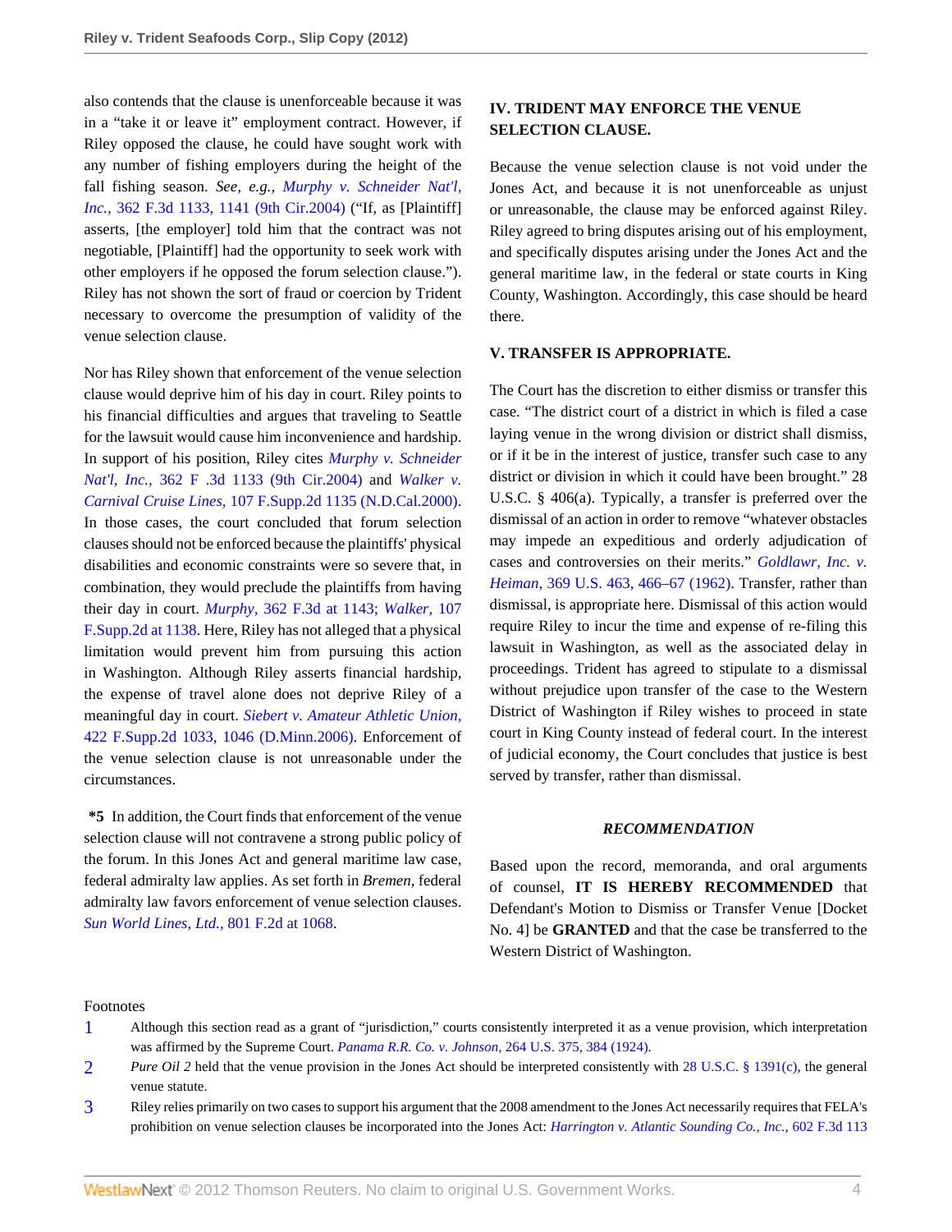also contends that the clause is unenforceable because it was in a "take it or leave it" employment contract. However, if Riley opposed the clause, he could have sought work with any number of fishing employers during the height of the fall fishing season. *See, e.g., Murphy v. Schneider Nat'l, Inc.,* 362 F.3d 1133, 1141 (9th Cir.2004) ("If, as [Plaintiff] asserts, [the employer] told him that the contract was not negotiable, [Plaintiff] had the opportunity to seek work with other employers if he opposed the forum selection clause."). Riley has not shown the sort of fraud or coercion by Trident necessary to overcome the presumption of validity of the venue selection clause.

Nor has Riley shown that enforcement of the venue selection clause would deprive him of his day in court. Riley points to his financial difficulties and argues that traveling to Seattle for the lawsuit would cause him inconvenience and hardship. In support of his position, Riley cites *Murphy v. Schneider Nat'l, Inc.,* 362 F .3d 1133 (9th Cir.2004) and *Walker v. Carnival Cruise Lines,* 107 F.Supp.2d 1135 (N.D.Cal.2000). In those cases, the court concluded that forum selection clauses should not be enforced because the plaintiffs' physical disabilities and economic constraints were so severe that, in combination, they would preclude the plaintiffs from having their day in court. *Murphy,* 362 F.3d at 1143; *Walker,* 107 F.Supp.2d at 1138. Here, Riley has not alleged that a physical limitation would prevent him from pursuing this action in Washington. Although Riley asserts financial hardship, the expense of travel alone does not deprive Riley of a meaningful day in court. *Siebert v. Amateur Athletic Union,* 422 F.Supp.2d 1033, 1046 (D.Minn.2006). Enforcement of the venue selection clause is not unreasonable under the circumstances.

**\*5** In addition, the Court finds that enforcement of the venue selection clause will not contravene a strong public policy of the forum. In this Jones Act and general maritime law case, federal admiralty law applies. As set forth in *Bremen,* federal admiralty law favors enforcement of venue selection clauses. *Sun World Lines, Ltd.,* 801 F.2d at 1068.

### IV. TRIDENT MAY ENFORCE THE VENUE SELECTION CLAUSE.

Because the venue selection clause is not void under the Jones Act, and because it is not unenforceable as unjust or unreasonable, the clause may be enforced against Riley. Riley agreed to bring disputes arising out of his employment, and specifically disputes arising under the Jones Act and the general maritime law, in the federal or state courts in King County, Washington. Accordingly, this case should be heard there.

### V. TRANSFER IS APPROPRIATE.

The Court has the discretion to either dismiss or transfer this case. "The district court of a district in which is filed a case laying venue in the wrong division or district shall dismiss, or if it be in the interest of justice, transfer such case to any district or division in which it could have been brought." 28 U.S.C. § 406(a). Typically, a transfer is preferred over the dismissal of an action in order to remove "whatever obstacles may impede an expeditious and orderly adjudication of cases and controversies on their merits." *Goldlawr, Inc. v. Heiman,* 369 U.S. 463, 466–67 (1962). Transfer, rather than dismissal, is appropriate here. Dismissal of this action would require Riley to incur the time and expense of re-filing this lawsuit in Washington, as well as the associated delay in proceedings. Trident has agreed to stipulate to a dismissal without prejudice upon transfer of the case to the Western District of Washington if Riley wishes to proceed in state court in King County instead of federal court. In the interest of judicial economy, the Court concludes that justice is best served by transfer, rather than dismissal.

### *RECOMMENDATION*

Based upon the record, memoranda, and oral arguments of counsel, **IT IS HEREBY RECOMMENDED** that Defendant's Motion to Dismiss or Transfer Venue [Docket No. 4] be **GRANTED** and that the case be transferred to the Western District of Washington.

Footnotes

1. Although this section read as a grant of "jurisdiction," courts consistently interpreted it as a venue provision, which interpretation was affirmed by the Supreme Court. *Panama R.R. Co. v. Johnson,* 264 U.S. 375, 384 (1924).
2. *Pure Oil 2* held that the venue provision in the Jones Act should be interpreted consistently with 28 U.S.C. § 1391(c), the general venue statute.
3. Riley relies primarily on two cases to support his argument that the 2008 amendment to the Jones Act necessarily requires that FELA's prohibition on venue selection clauses be incorporated into the Jones Act: *Harrington v. Atlantic Sounding Co., Inc.,* 602 F.3d 113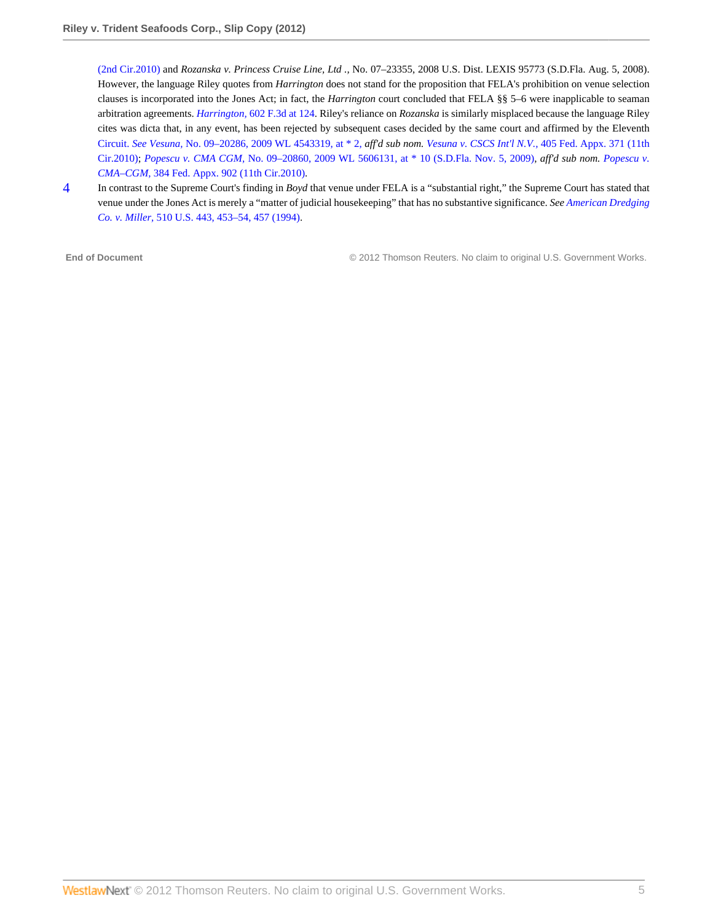(2nd Cir.2010) and *Rozanska v. Princess Cruise Line, Ltd .*, No. 07–23355, 2008 U.S. Dist. LEXIS 95773 (S.D.Fla. Aug. 5, 2008). However, the language Riley quotes from *Harrington* does not stand for the proposition that FELA's prohibition on venue selection clauses is incorporated into the Jones Act; in fact, the *Harrington* court concluded that FELA §§ 5–6 were inapplicable to seaman arbitration agreements. *Harrington,* 602 F.3d at 124. Riley's reliance on *Rozanska* is similarly misplaced because the language Riley cites was dicta that, in any event, has been rejected by subsequent cases decided by the same court and affirmed by the Eleventh Circuit. *See Vesuna,* No. 09–20286, 2009 WL 4543319, at * 2, *aff'd sub nom. Vesuna v. CSCS Int'l N.V.,* 405 Fed. Appx. 371 (11th Cir.2010); *Popescu v. CMA CGM,* No. 09–20860, 2009 WL 5606131, at * 10 (S.D.Fla. Nov. 5, 2009), *aff'd sub nom. Popescu v. CMA–CGM,* 384 Fed. Appx. 902 (11th Cir.2010).

4 In contrast to the Supreme Court's finding in *Boyd* that venue under FELA is a "substantial right," the Supreme Court has stated that venue under the Jones Act is merely a "matter of judicial housekeeping" that has no substantive significance. *See American Dredging Co. v. Miller,* 510 U.S. 443, 453–54, 457 (1994).

**End of Document**

© 2012 Thomson Reuters. No claim to original U.S. Government Works.